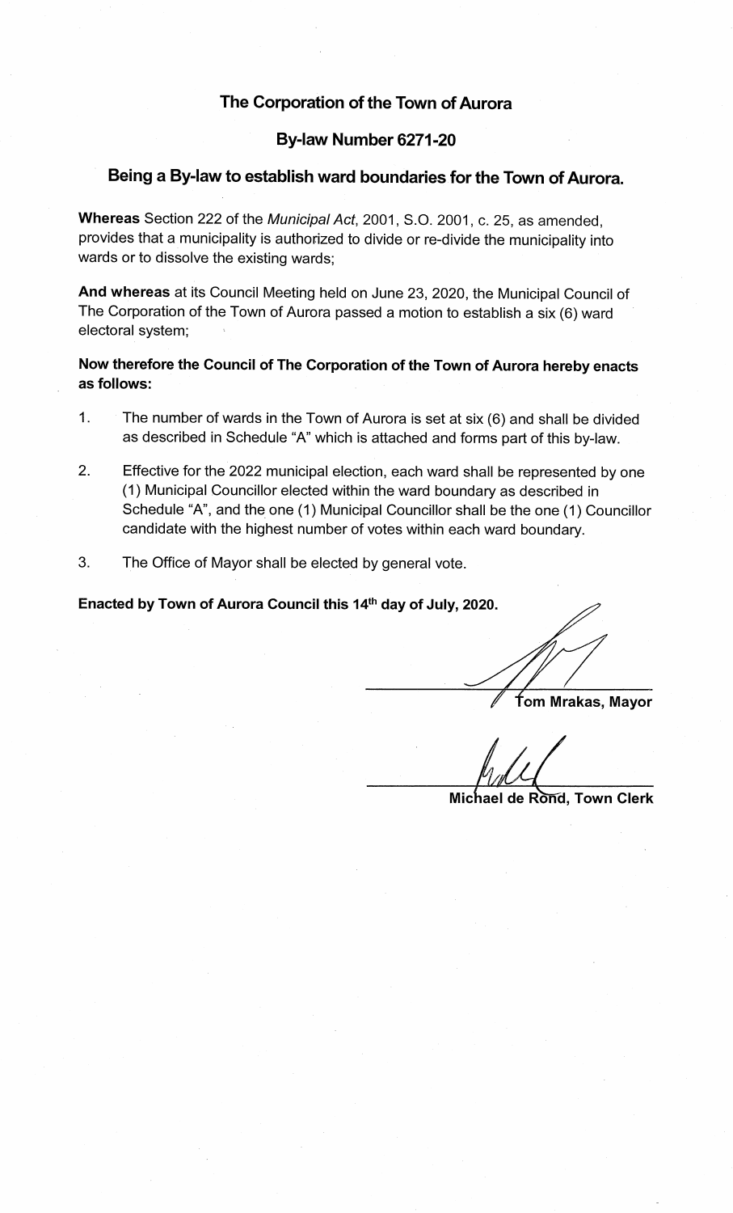# The Corporation of the Town of Aurora

## By-law Number 6271-20

## Being a By-law to establish ward boundaries for the Town of Aurora.

**Whereas** Section 222 of the *Municipal Act*, 2001, S.O. 2001, c. 25, as amended, provides that a municipality is authorized to divide or re-divide the municipality into wards or to dissolve the existing wards;

**And whereas** at its Council Meeting held on June 23, 2020, the Municipal Council of The Corporation of the Town of Aurora passed a motion to establish a six (6) ward electoral system;

**Now therefore the Council of The Corporation of the Town of Aurora hereby enacts as follows:**

1. The number of wards in the Town of Aurora is set at six (6) and shall be divided as described in Schedule "A" which is attached and forms part of this by-law.

2. Effective for the 2022 municipal election, each ward shall be represented by one (1) Municipal Councillor elected within the ward boundary as described in Schedule "A", and the one (1) Municipal Councillor shall be the one (1) Councillor candidate with the highest number of votes within each ward boundary.

3. The Office of Mayor shall be elected by general vote.

**Enacted by Town of Aurora Council this 14th day of July, 2020.**

**Tom Mrakas, Mayor**

**Michael de Rond, Town Clerk**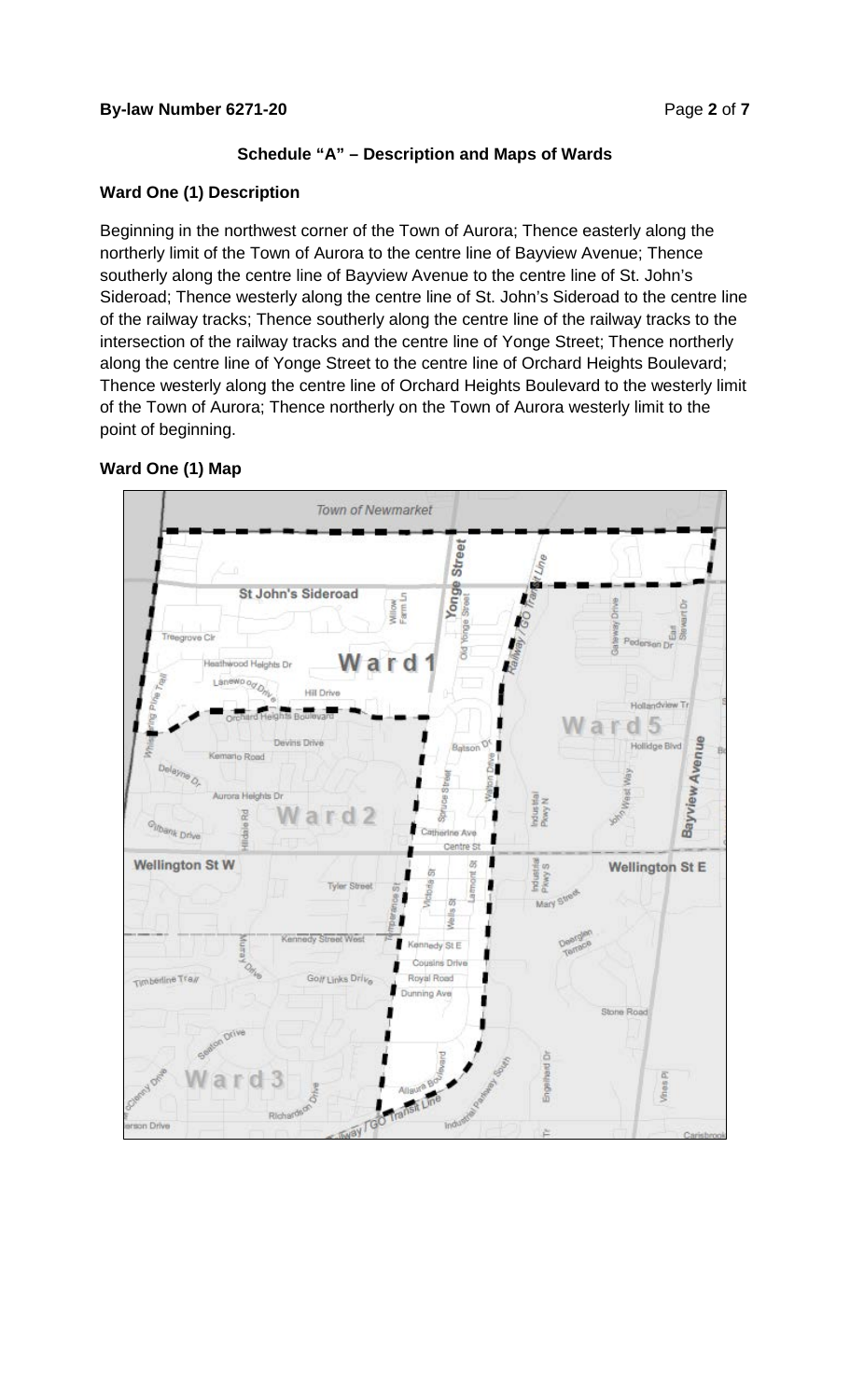## Schedule "A" – Description and Maps of Wards

### Ward One (1) Description

Beginning in the northwest corner of the Town of Aurora; Thence easterly along the northerly limit of the Town of Aurora to the centre line of Bayview Avenue; Thence southerly along the centre line of Bayview Avenue to the centre line of St. John's Sideroad; Thence westerly along the centre line of St. John's Sideroad to the centre line of the railway tracks; Thence southerly along the centre line of the railway tracks to the intersection of the railway tracks and the centre line of Yonge Street; Thence northerly along the centre line of Yonge Street to the centre line of Orchard Heights Boulevard; Thence westerly along the centre line of Orchard Heights Boulevard to the westerly limit of the Town of Aurora; Thence northerly on the Town of Aurora westerly limit to the point of beginning.

### Ward One (1) Map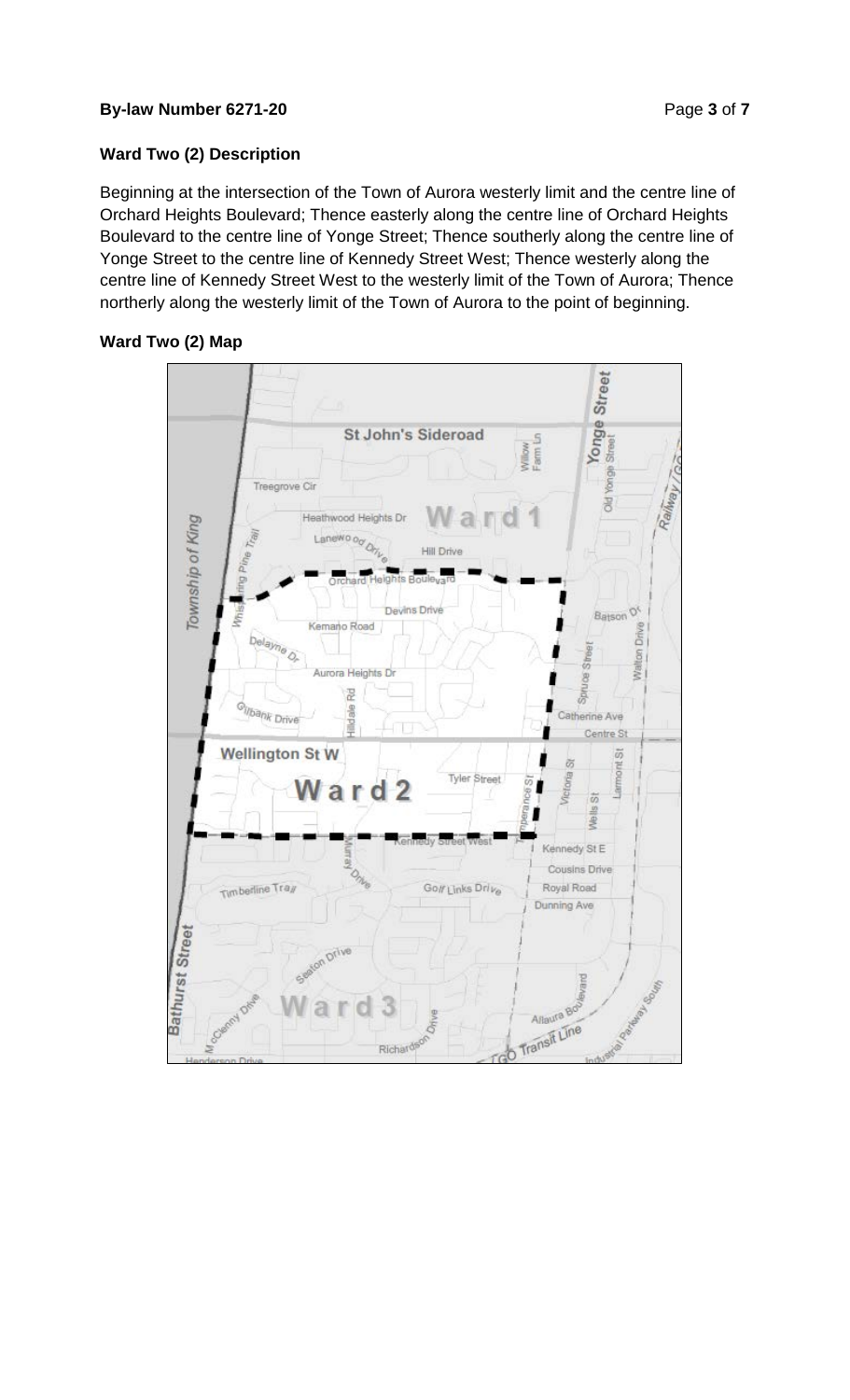### Ward Two (2) Description

Beginning at the intersection of the Town of Aurora westerly limit and the centre line of Orchard Heights Boulevard; Thence easterly along the centre line of Orchard Heights Boulevard to the centre line of Yonge Street; Thence southerly along the centre line of Yonge Street to the centre line of Kennedy Street West; Thence westerly along the centre line of Kennedy Street West to the westerly limit of the Town of Aurora; Thence northerly along the westerly limit of the Town of Aurora to the point of beginning.

### Ward Two (2) Map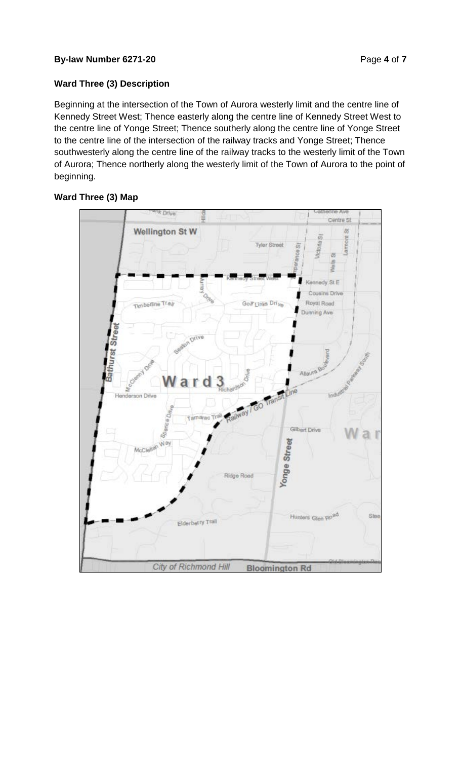### Ward Three (3) Description

Beginning at the intersection of the Town of Aurora westerly limit and the centre line of Kennedy Street West; Thence easterly along the centre line of Kennedy Street West to the centre line of Yonge Street; Thence southerly along the centre line of Yonge Street to the centre line of the intersection of the railway tracks and Yonge Street; Thence southwesterly along the centre line of the railway tracks to the westerly limit of the Town of Aurora; Thence northerly along the westerly limit of the Town of Aurora to the point of beginning.

### Ward Three (3) Map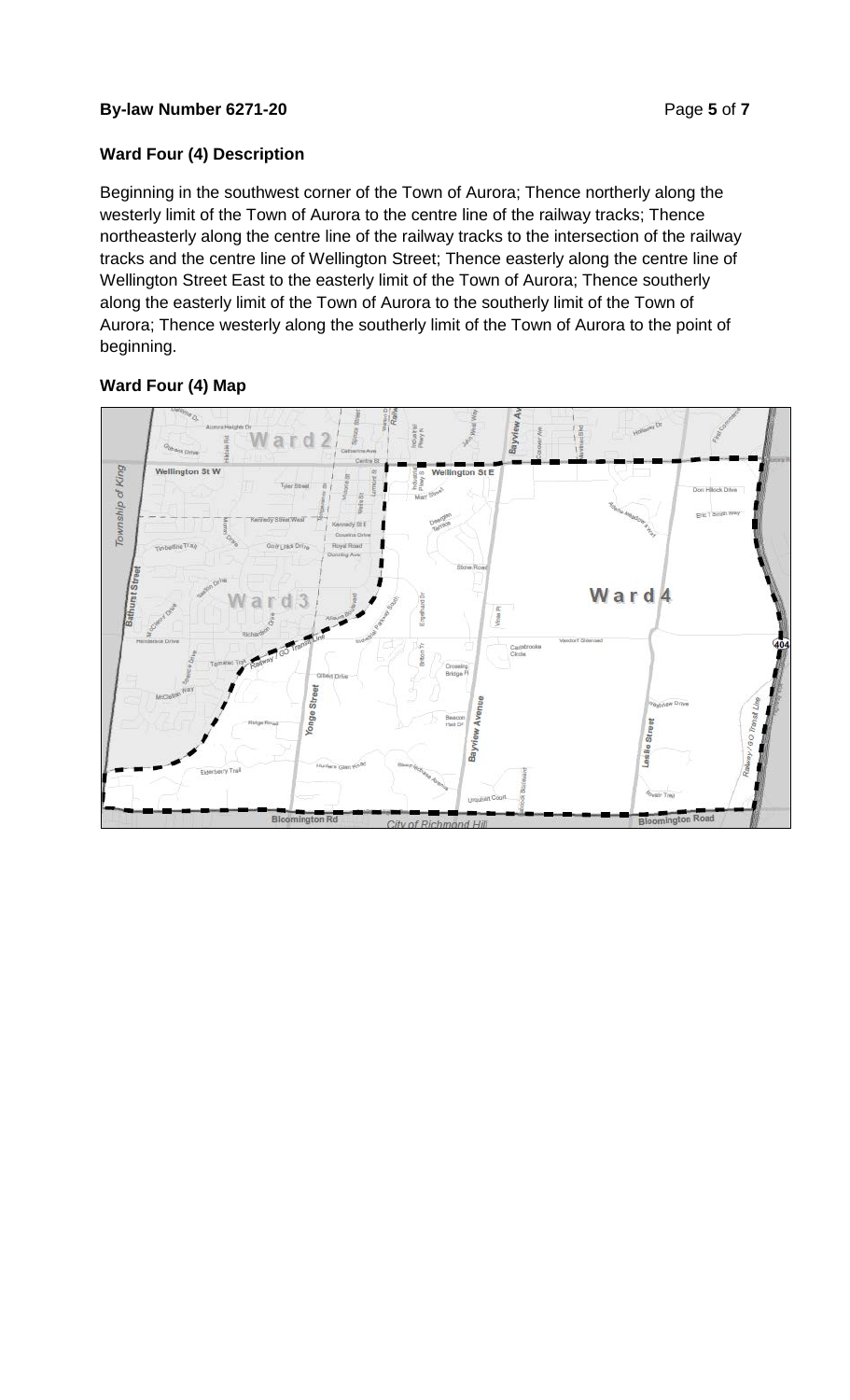## Ward Four (4) Description

Beginning in the southwest corner of the Town of Aurora; Thence northerly along the westerly limit of the Town of Aurora to the centre line of the railway tracks; Thence northeasterly along the centre line of the railway tracks to the intersection of the railway tracks and the centre line of Wellington Street; Thence easterly along the centre line of Wellington Street East to the easterly limit of the Town of Aurora; Thence southerly along the easterly limit of the Town of Aurora to the southerly limit of the Town of Aurora; Thence westerly along the southerly limit of the Town of Aurora to the point of beginning.

## Ward Four (4) Map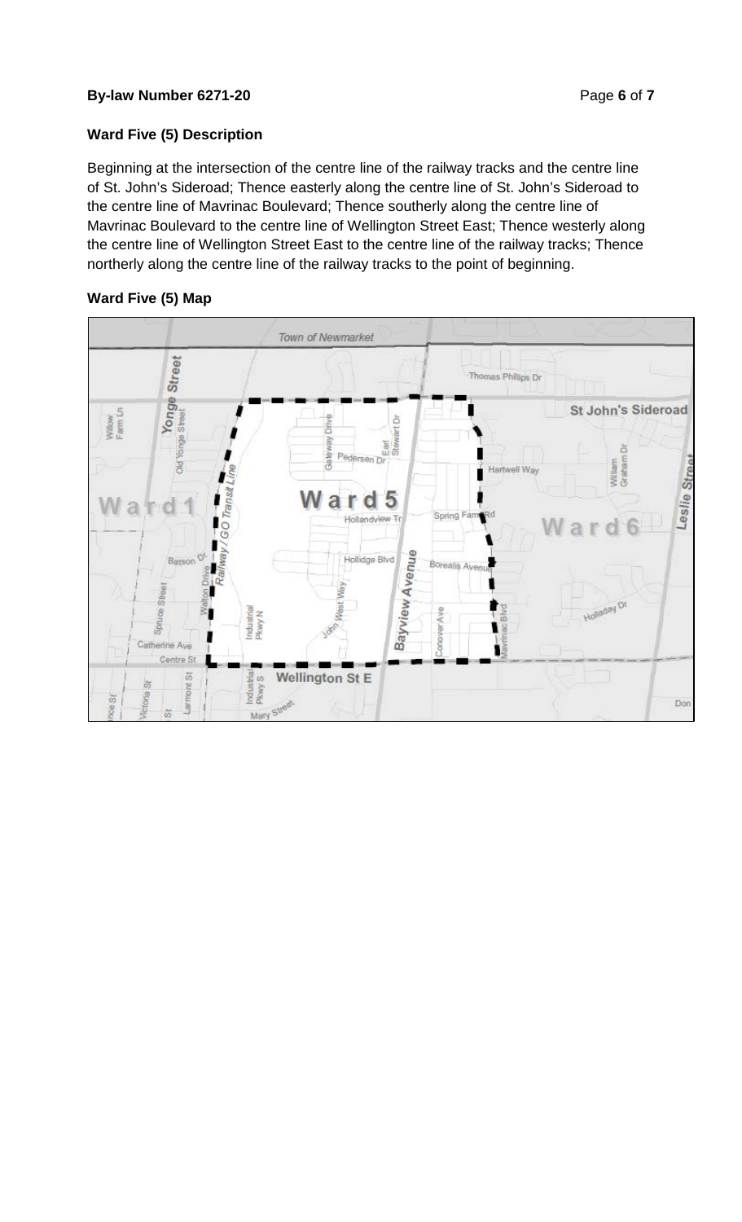**Ward Five (5) Description**

Beginning at the intersection of the centre line of the railway tracks and the centre line of St. John's Sideroad; Thence easterly along the centre line of St. John's Sideroad to the centre line of Mavrinac Boulevard; Thence southerly along the centre line of Mavrinac Boulevard to the centre line of Wellington Street East; Thence westerly along the centre line of Wellington Street East to the centre line of the railway tracks; Thence northerly along the centre line of the railway tracks to the point of beginning.

**Ward Five (5) Map**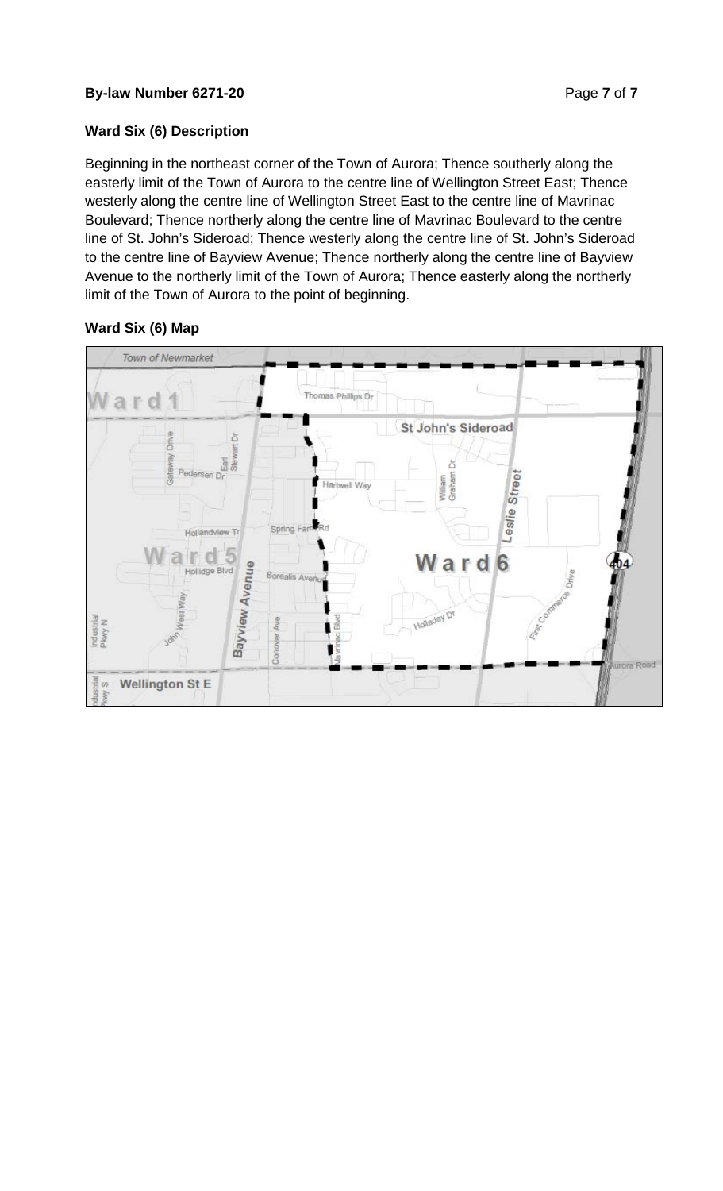**Ward Six (6) Description**

Beginning in the northeast corner of the Town of Aurora; Thence southerly along the easterly limit of the Town of Aurora to the centre line of Wellington Street East; Thence westerly along the centre line of Wellington Street East to the centre line of Mavrinac Boulevard; Thence northerly along the centre line of Mavrinac Boulevard to the centre line of St. John's Sideroad; Thence westerly along the centre line of St. John's Sideroad to the centre line of Bayview Avenue; Thence northerly along the centre line of Bayview Avenue to the northerly limit of the Town of Aurora; Thence easterly along the northerly limit of the Town of Aurora to the point of beginning.

**Ward Six (6) Map**

Town of Newmarket
Ward 1
Thomas Phillips Dr
St John's Sideroad
Gateway Drive
Earl Stewart Dr
Pedersen Dr
Hartwell Way
William Graham Dr
Leslie Street
Hollandview Tr
Spring Farm Rd
Ward 5
Hollidge Blvd
Bayview Avenue
Borealis Avenue
Ward 6
404
First Commerce Drive
John West Way
Industrial Pkwy N
Conover Ave
Mavrinac Blvd
Holladay Dr
Aurora Road
Industrial Pkwy S
Wellington St E